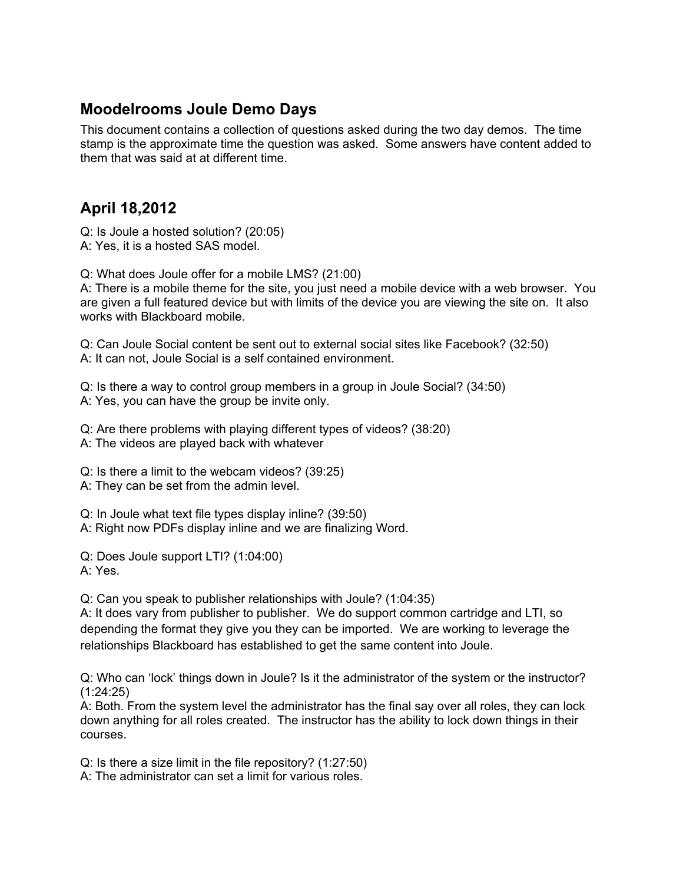## Moodelrooms Joule Demo Days

This document contains a collection of questions asked during the two day demos. The time stamp is the approximate time the question was asked. Some answers have content added to them that was said at at different time.

## April 18,2012

Q: Is Joule a hosted solution? (20:05)
A: Yes, it is a hosted SAS model.

Q: What does Joule offer for a mobile LMS? (21:00)
A: There is a mobile theme for the site, you just need a mobile device with a web browser. You are given a full featured device but with limits of the device you are viewing the site on. It also works with Blackboard mobile.

Q: Can Joule Social content be sent out to external social sites like Facebook? (32:50)
A: It can not, Joule Social is a self contained environment.

Q: Is there a way to control group members in a group in Joule Social? (34:50)
A: Yes, you can have the group be invite only.

Q: Are there problems with playing different types of videos? (38:20)
A: The videos are played back with whatever

Q: Is there a limit to the webcam videos? (39:25)
A: They can be set from the admin level.

Q: In Joule what text file types display inline? (39:50)
A: Right now PDFs display inline and we are finalizing Word.

Q: Does Joule support LTI? (1:04:00)
A: Yes.

Q: Can you speak to publisher relationships with Joule? (1:04:35)
A: It does vary from publisher to publisher. We do support common cartridge and LTI, so depending the format they give you they can be imported. We are working to leverage the relationships Blackboard has established to get the same content into Joule.

Q: Who can 'lock' things down in Joule? Is it the administrator of the system or the instructor? (1:24:25)
A: Both. From the system level the administrator has the final say over all roles, they can lock down anything for all roles created. The instructor has the ability to lock down things in their courses.

Q: Is there a size limit in the file repository? (1:27:50)
A: The administrator can set a limit for various roles.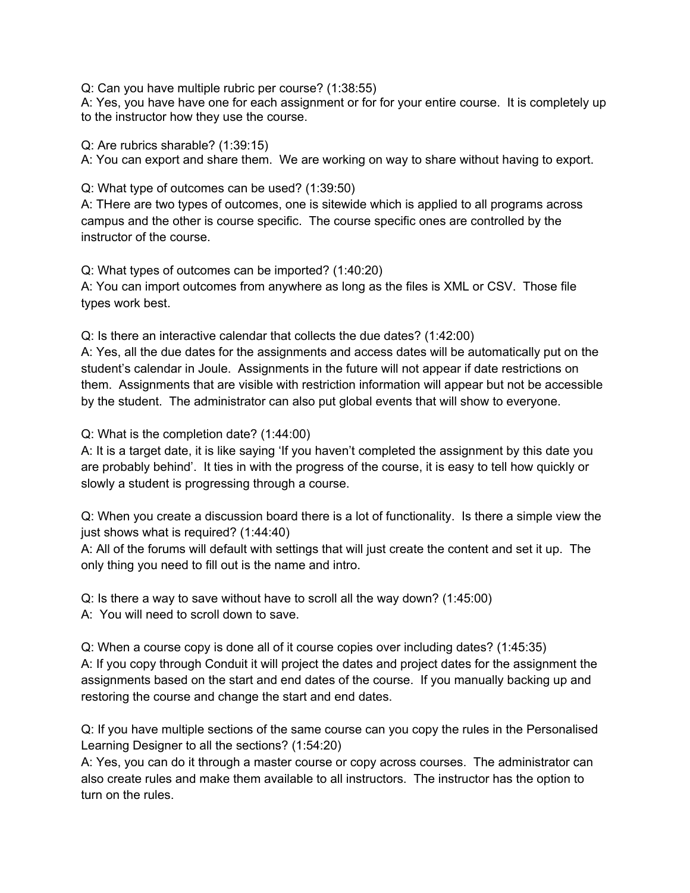Q: Can you have multiple rubric per course? (1:38:55)
A: Yes, you have have one for each assignment or for for your entire course.  It is completely up to the instructor how they use the course.

Q: Are rubrics sharable? (1:39:15)
A: You can export and share them.  We are working on way to share without having to export.

Q: What type of outcomes can be used? (1:39:50)
A: THere are two types of outcomes, one is sitewide which is applied to all programs across campus and the other is course specific.  The course specific ones are controlled by the instructor of the course.

Q: What types of outcomes can be imported? (1:40:20)
A: You can import outcomes from anywhere as long as the files is XML or CSV.  Those file types work best.

Q: Is there an interactive calendar that collects the due dates? (1:42:00)
A: Yes, all the due dates for the assignments and access dates will be automatically put on the student's calendar in Joule.  Assignments in the future will not appear if date restrictions on them.  Assignments that are visible with restriction information will appear but not be accessible by the student.  The administrator can also put global events that will show to everyone.

Q: What is the completion date? (1:44:00)
A: It is a target date, it is like saying 'If you haven't completed the assignment by this date you are probably behind'.  It ties in with the progress of the course, it is easy to tell how quickly or slowly a student is progressing through a course.

Q: When you create a discussion board there is a lot of functionality.  Is there a simple view the just shows what is required? (1:44:40)
A: All of the forums will default with settings that will just create the content and set it up.  The only thing you need to fill out is the name and intro.

Q: Is there a way to save without have to scroll all the way down? (1:45:00)
A:  You will need to scroll down to save.

Q: When a course copy is done all of it course copies over including dates? (1:45:35)
A: If you copy through Conduit it will project the dates and project dates for the assignment the assignments based on the start and end dates of the course.  If you manually backing up and restoring the course and change the start and end dates.

Q: If you have multiple sections of the same course can you copy the rules in the Personalised Learning Designer to all the sections? (1:54:20)
A: Yes, you can do it through a master course or copy across courses.  The administrator can also create rules and make them available to all instructors.  The instructor has the option to turn on the rules.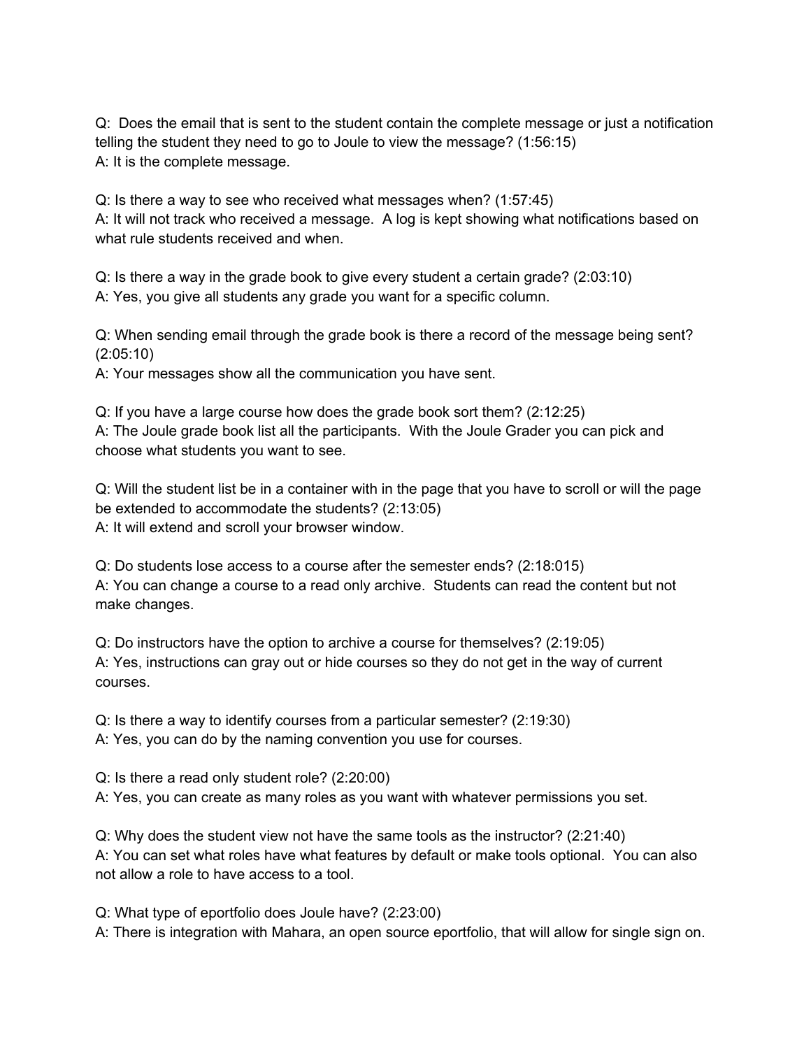Q: Does the email that is sent to the student contain the complete message or just a notification telling the student they need to go to Joule to view the message? (1:56:15)
A: It is the complete message.

Q: Is there a way to see who received what messages when? (1:57:45)
A: It will not track who received a message. A log is kept showing what notifications based on what rule students received and when.

Q: Is there a way in the grade book to give every student a certain grade? (2:03:10)
A: Yes, you give all students any grade you want for a specific column.

Q: When sending email through the grade book is there a record of the message being sent? (2:05:10)
A: Your messages show all the communication you have sent.

Q: If you have a large course how does the grade book sort them? (2:12:25)
A: The Joule grade book list all the participants. With the Joule Grader you can pick and choose what students you want to see.

Q: Will the student list be in a container with in the page that you have to scroll or will the page be extended to accommodate the students? (2:13:05)
A: It will extend and scroll your browser window.

Q: Do students lose access to a course after the semester ends? (2:18:015)
A: You can change a course to a read only archive. Students can read the content but not make changes.

Q: Do instructors have the option to archive a course for themselves? (2:19:05)
A: Yes, instructions can gray out or hide courses so they do not get in the way of current courses.

Q: Is there a way to identify courses from a particular semester? (2:19:30)
A: Yes, you can do by the naming convention you use for courses.

Q: Is there a read only student role? (2:20:00)
A: Yes, you can create as many roles as you want with whatever permissions you set.

Q: Why does the student view not have the same tools as the instructor? (2:21:40)
A: You can set what roles have what features by default or make tools optional. You can also not allow a role to have access to a tool.

Q: What type of eportfolio does Joule have? (2:23:00)
A: There is integration with Mahara, an open source eportfolio, that will allow for single sign on.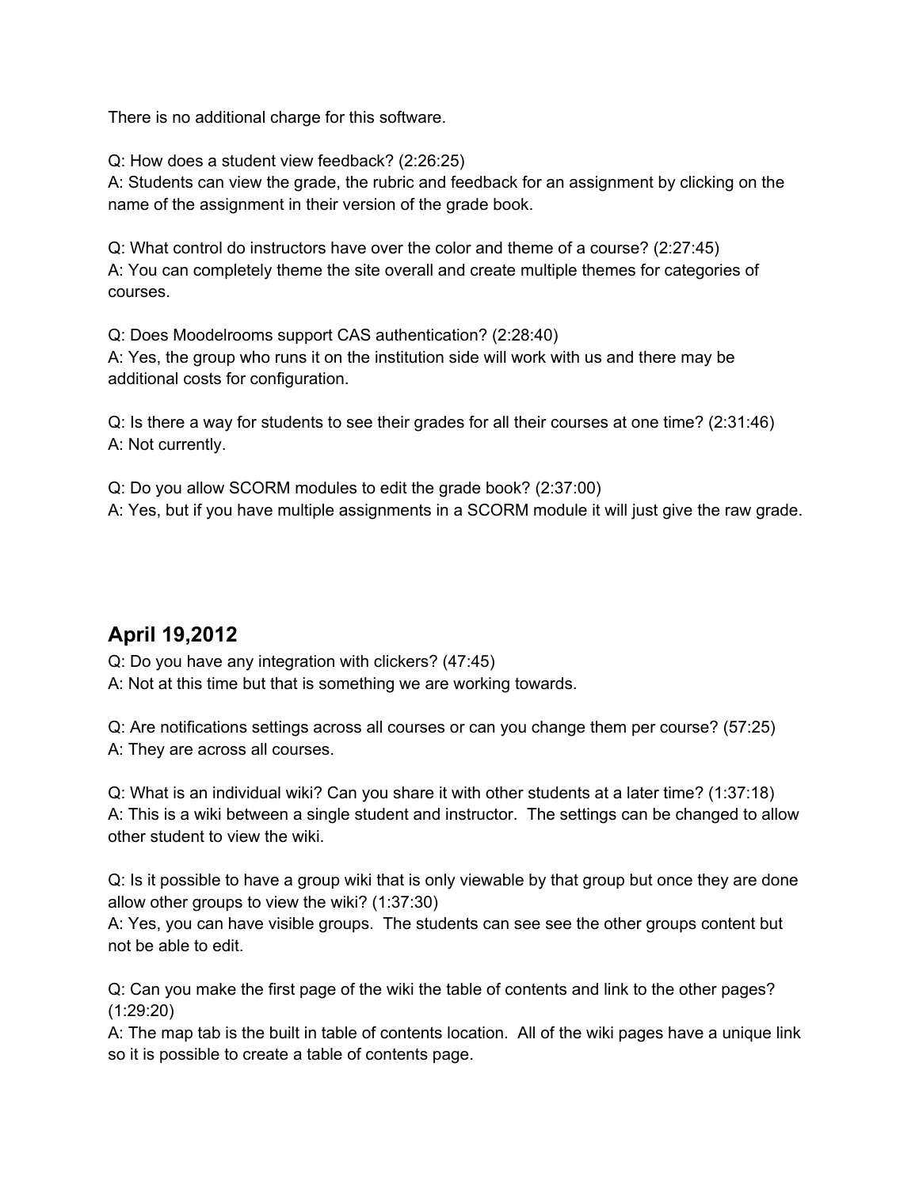There is no additional charge for this software.

Q: How does a student view feedback? (2:26:25)
A: Students can view the grade, the rubric and feedback for an assignment by clicking on the name of the assignment in their version of the grade book.

Q: What control do instructors have over the color and theme of a course? (2:27:45)
A: You can completely theme the site overall and create multiple themes for categories of courses.

Q: Does Moodelrooms support CAS authentication? (2:28:40)
A: Yes, the group who runs it on the institution side will work with us and there may be additional costs for configuration.

Q: Is there a way for students to see their grades for all their courses at one time? (2:31:46)
A: Not currently.

Q: Do you allow SCORM modules to edit the grade book? (2:37:00)
A: Yes, but if you have multiple assignments in a SCORM module it will just give the raw grade.

## April 19,2012

Q: Do you have any integration with clickers? (47:45)
A: Not at this time but that is something we are working towards.

Q: Are notifications settings across all courses or can you change them per course? (57:25)
A: They are across all courses.

Q: What is an individual wiki? Can you share it with other students at a later time? (1:37:18)
A: This is a wiki between a single student and instructor. The settings can be changed to allow other student to view the wiki.

Q: Is it possible to have a group wiki that is only viewable by that group but once they are done allow other groups to view the wiki? (1:37:30)
A: Yes, you can have visible groups. The students can see see the other groups content but not be able to edit.

Q: Can you make the first page of the wiki the table of contents and link to the other pages? (1:29:20)
A: The map tab is the built in table of contents location. All of the wiki pages have a unique link so it is possible to create a table of contents page.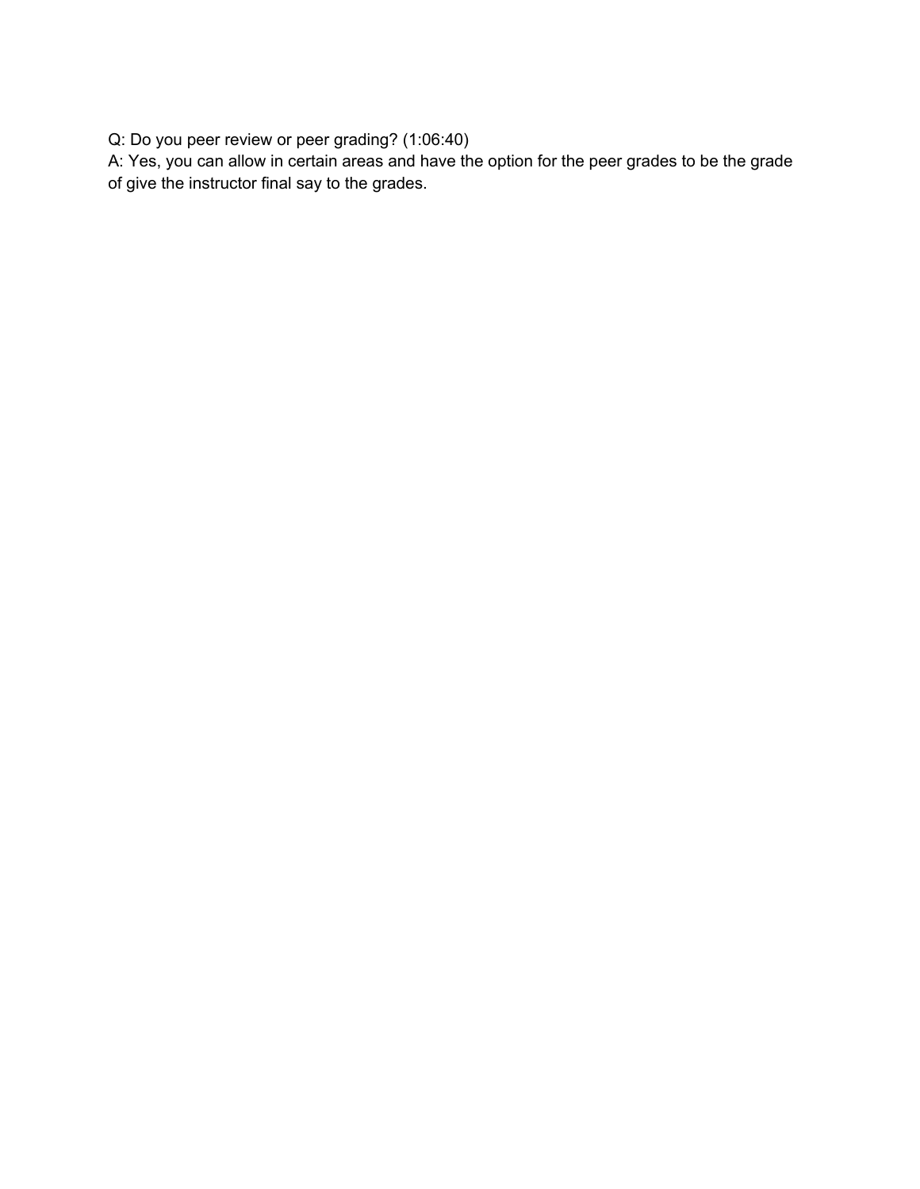Q: Do you peer review or peer grading? (1:06:40)
A: Yes, you can allow in certain areas and have the option for the peer grades to be the grade of give the instructor final say to the grades.